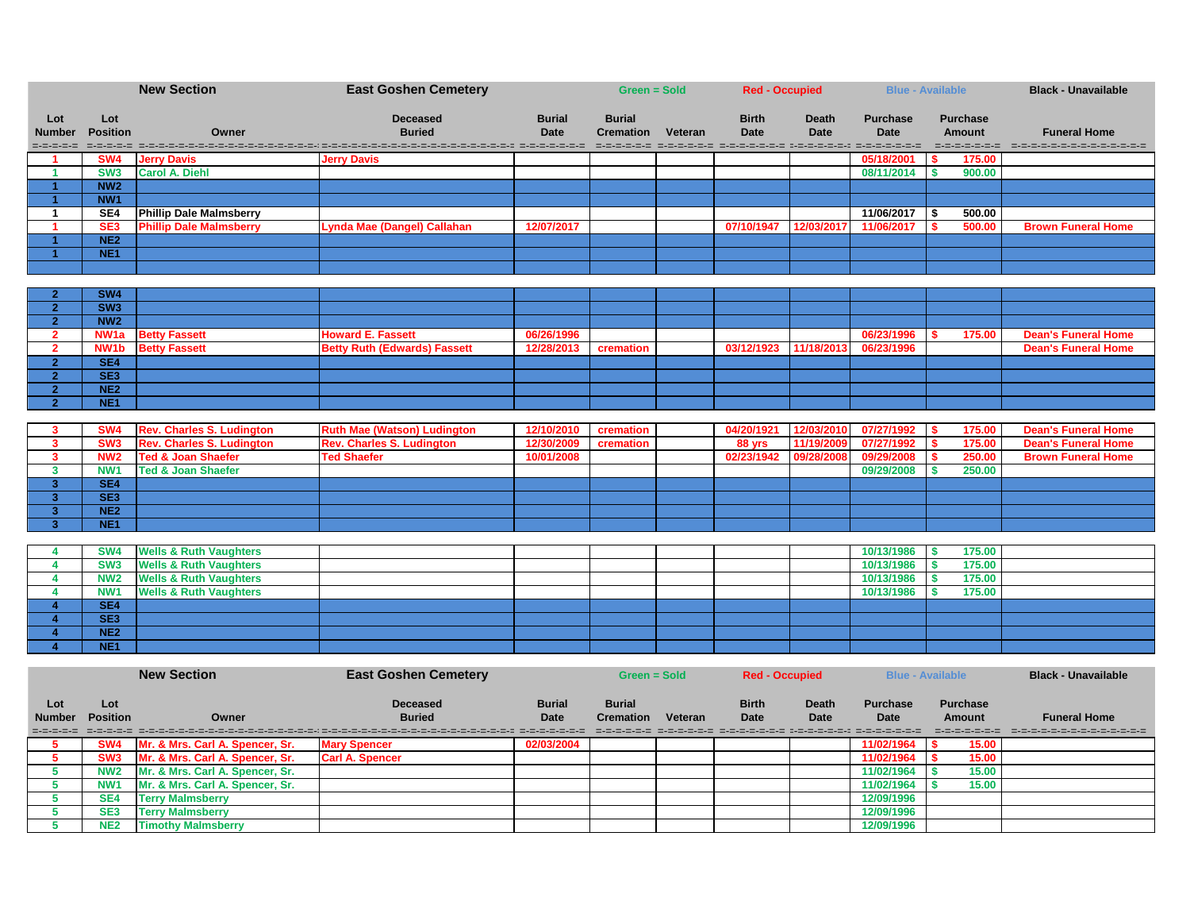| Lot Number | Lot Position | Owner | Deceased Buried | Burial Date | Burial Cremation | Veteran | Birth Date | Death Date | Purchase Date | Purchase Amount | Funeral Home |
|---|---|---|---|---|---|---|---|---|---|---|---|
| | | New Section | East Goshen Cemetery | | Green = Sold | | Red - Occupied | | Blue - Available | | Black - Unavailable |
| 1 | SW4 | Jerry Davis | Jerry Davis | | | | | | 05/18/2001 | $ 175.00 | |
| 1 | SW3 | Carol A. Diehl | | | | | | | 08/11/2014 | $ 900.00 | |
| 1 | NW2 | | | | | | | | | | |
| 1 | NW1 | | | | | | | | | | |
| 1 | SE4 | Phillip Dale Malmsberry | | | | | | | 11/06/2017 | $ 500.00 | |
| 1 | SE3 | Phillip Dale Malmsberry | Lynda Mae (Dangel) Callahan | 12/07/2017 | | | 07/10/1947 | 12/03/2017 | 11/06/2017 | $ 500.00 | Brown Funeral Home |
| 1 | NE2 | | | | | | | | | | |
| 1 | NE1 | | | | | | | | | | |
| 2 | SW4 | | | | | | | | | | |
| 2 | SW3 | | | | | | | | | | |
| 2 | NW2 | | | | | | | | | | |
| 2 | NW1a | Betty Fassett | Howard E. Fassett | 06/26/1996 | | | | | 06/23/1996 | $ 175.00 | Dean's Funeral Home |
| 2 | NW1b | Betty Fassett | Betty Ruth (Edwards) Fassett | 12/28/2013 | cremation | | 03/12/1923 | 11/18/2013 | 06/23/1996 | | Dean's Funeral Home |
| 2 | SE4 | | | | | | | | | | |
| 2 | SE3 | | | | | | | | | | |
| 2 | NE2 | | | | | | | | | | |
| 2 | NE1 | | | | | | | | | | |
| 3 | SW4 | Rev. Charles S. Ludington | Ruth Mae (Watson) Ludington | 12/10/2010 | cremation | | 04/20/1921 | 12/03/2010 | 07/27/1992 | $ 175.00 | Dean's Funeral Home |
| 3 | SW3 | Rev. Charles S. Ludington | Rev. Charles S. Ludington | 12/30/2009 | cremation | | 88 yrs | 11/19/2009 | 07/27/1992 | $ 175.00 | Dean's Funeral Home |
| 3 | NW2 | Ted & Joan Shaefer | Ted Shaefer | 10/01/2008 | | | 02/23/1942 | 09/28/2008 | 09/29/2008 | $ 250.00 | Brown Funeral Home |
| 3 | NW1 | Ted & Joan Shaefer | | | | | | | 09/29/2008 | $ 250.00 | |
| 3 | SE4 | | | | | | | | | | |
| 3 | SE3 | | | | | | | | | | |
| 3 | NE2 | | | | | | | | | | |
| 3 | NE1 | | | | | | | | | | |
| 4 | SW4 | Wells & Ruth Vaughters | | | | | | | 10/13/1986 | $ 175.00 | |
| 4 | SW3 | Wells & Ruth Vaughters | | | | | | | 10/13/1986 | $ 175.00 | |
| 4 | NW2 | Wells & Ruth Vaughters | | | | | | | 10/13/1986 | $ 175.00 | |
| 4 | NW1 | Wells & Ruth Vaughters | | | | | | | 10/13/1986 | $ 175.00 | |
| 4 | SE4 | | | | | | | | | | |
| 4 | SE3 | | | | | | | | | | |
| 4 | NE2 | | | | | | | | | | |
| 4 | NE1 | | | | | | | | | | |

| Lot Number | Lot Position | Owner | Deceased Buried | Burial Date | Burial Cremation | Veteran | Birth Date | Death Date | Purchase Date | Purchase Amount | Funeral Home |
|---|---|---|---|---|---|---|---|---|---|---|---|
| | | New Section | East Goshen Cemetery | | Green = Sold | | Red - Occupied | | Blue - Available | | Black - Unavailable |
| 5 | SW4 | Mr. & Mrs. Carl A. Spencer, Sr. | Mary Spencer | 02/03/2004 | | | | | 11/02/1964 | $ 15.00 | |
| 5 | SW3 | Mr. & Mrs. Carl A. Spencer, Sr. | Carl A. Spencer | | | | | | 11/02/1964 | $ 15.00 | |
| 5 | NW2 | Mr. & Mrs. Carl A. Spencer, Sr. | | | | | | | 11/02/1964 | $ 15.00 | |
| 5 | NW1 | Mr. & Mrs. Carl A. Spencer, Sr. | | | | | | | 11/02/1964 | $ 15.00 | |
| 5 | SE4 | Terry Malmsberry | | | | | | | 12/09/1996 | | |
| 5 | SE3 | Terry Malmsberry | | | | | | | 12/09/1996 | | |
| 5 | NE2 | Timothy Malmsberry | | | | | | | 12/09/1996 | | |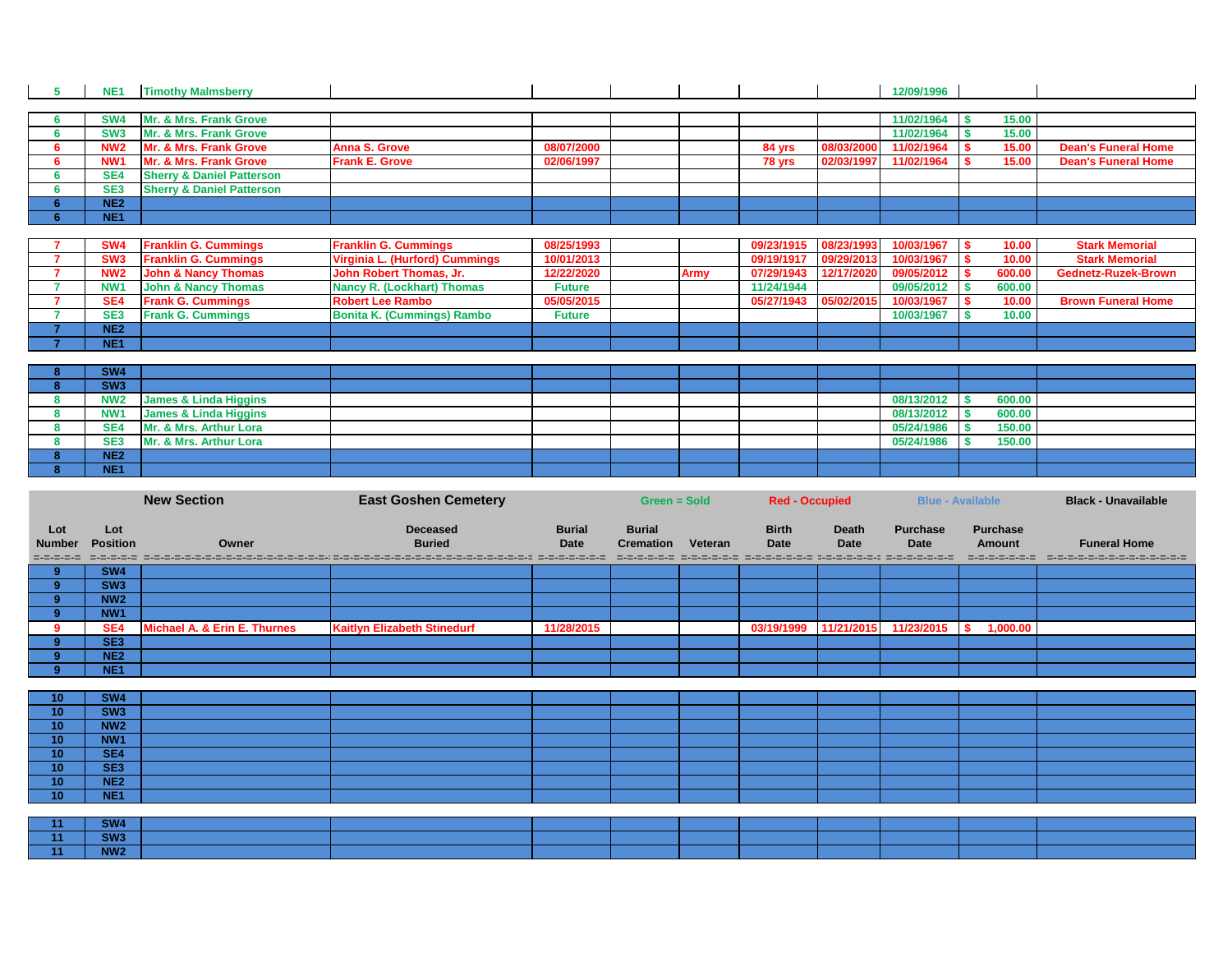| Lot Number | Lot Position | Owner | Deceased Buried | Burial Date | Burial Cremation | Veteran | Birth Date | Death Date | Purchase Date | Purchase Amount | Funeral Home |
|---|---|---|---|---|---|---|---|---|---|---|---|
| 5 | NE1 | Timothy Malmsberry | | | | | | | 12/09/1996 | | |
| 6 | SW4 | Mr. & Mrs. Frank Grove | | | | | | | 11/02/1964 | $ 15.00 | |
| 6 | SW3 | Mr. & Mrs. Frank Grove | | | | | | | 11/02/1964 | $ 15.00 | |
| 6 | NW2 | Mr. & Mrs. Frank Grove | Anna S. Grove | 08/07/2000 | | | 84 yrs | 08/03/2000 | 11/02/1964 | $ 15.00 | Dean's Funeral Home |
| 6 | NW1 | Mr. & Mrs. Frank Grove | Frank E. Grove | 02/06/1997 | | | 78 yrs | 02/03/1997 | 11/02/1964 | $ 15.00 | Dean's Funeral Home |
| 6 | SE4 | Sherry & Daniel Patterson | | | | | | | | | |
| 6 | SE3 | Sherry & Daniel Patterson | | | | | | | | | |
| 6 | NE2 | | | | | | | | | | |
| 6 | NE1 | | | | | | | | | | |
| 7 | SW4 | Franklin G. Cummings | Franklin G. Cummings | 08/25/1993 | | | 09/23/1915 | 08/23/1993 | 10/03/1967 | $ 10.00 | Stark Memorial |
| 7 | SW3 | Franklin G. Cummings | Virginia L. (Hurford) Cummings | 10/01/2013 | | | 09/19/1917 | 09/29/2013 | 10/03/1967 | $ 10.00 | Stark Memorial |
| 7 | NW2 | John & Nancy Thomas | John Robert Thomas, Jr. | 12/22/2020 | | Army | 07/29/1943 | 12/17/2020 | 09/05/2012 | $ 600.00 | Gednetz-Ruzek-Brown |
| 7 | NW1 | John & Nancy Thomas | Nancy R. (Lockhart) Thomas | Future | | | 11/24/1944 | | 09/05/2012 | $ 600.00 | |
| 7 | SE4 | Frank G. Cummings | Robert Lee Rambo | 05/05/2015 | | | 05/27/1943 | 05/02/2015 | 10/03/1967 | $ 10.00 | Brown Funeral Home |
| 7 | SE3 | Frank G. Cummings | Bonita K. (Cummings) Rambo | Future | | | | | 10/03/1967 | $ 10.00 | |
| 7 | NE2 | | | | | | | | | | |
| 7 | NE1 | | | | | | | | | | |
| 8 | SW4 | | | | | | | | | | |
| 8 | SW3 | | | | | | | | | | |
| 8 | NW2 | James & Linda Higgins | | | | | | | 08/13/2012 | $ 600.00 | |
| 8 | NW1 | James & Linda Higgins | | | | | | | 08/13/2012 | $ 600.00 | |
| 8 | SE4 | Mr. & Mrs. Arthur Lora | | | | | | | 05/24/1986 | $ 150.00 | |
| 8 | SE3 | Mr. & Mrs. Arthur Lora | | | | | | | 05/24/1986 | $ 150.00 | |
| 8 | NE2 | | | | | | | | | | |
| 8 | NE1 | | | | | | | | | | |

**New Section** — **East Goshen Cemetery** — Green = Sold — Red - Occupied — Blue - Available — Black - Unavailable

| Lot Number | Lot Position | Owner | Deceased Buried | Burial Date | Burial Cremation | Veteran | Birth Date | Death Date | Purchase Date | Purchase Amount | Funeral Home |
|---|---|---|---|---|---|---|---|---|---|---|---|
| 9 | SW4 | | | | | | | | | | |
| 9 | SW3 | | | | | | | | | | |
| 9 | NW2 | | | | | | | | | | |
| 9 | NW1 | | | | | | | | | | |
| 9 | SE4 | Michael A. & Erin E. Thurnes | Kaitlyn Elizabeth Stinedurf | 11/28/2015 | | | 03/19/1999 | 11/21/2015 | 11/23/2015 | $ 1,000.00 | |
| 9 | SE3 | | | | | | | | | | |
| 9 | NE2 | | | | | | | | | | |
| 9 | NE1 | | | | | | | | | | |
| 10 | SW4 | | | | | | | | | | |
| 10 | SW3 | | | | | | | | | | |
| 10 | NW2 | | | | | | | | | | |
| 10 | NW1 | | | | | | | | | | |
| 10 | SE4 | | | | | | | | | | |
| 10 | SE3 | | | | | | | | | | |
| 10 | NE2 | | | | | | | | | | |
| 10 | NE1 | | | | | | | | | | |
| 11 | SW4 | | | | | | | | | | |
| 11 | SW3 | | | | | | | | | | |
| 11 | NW2 | | | | | | | | | | |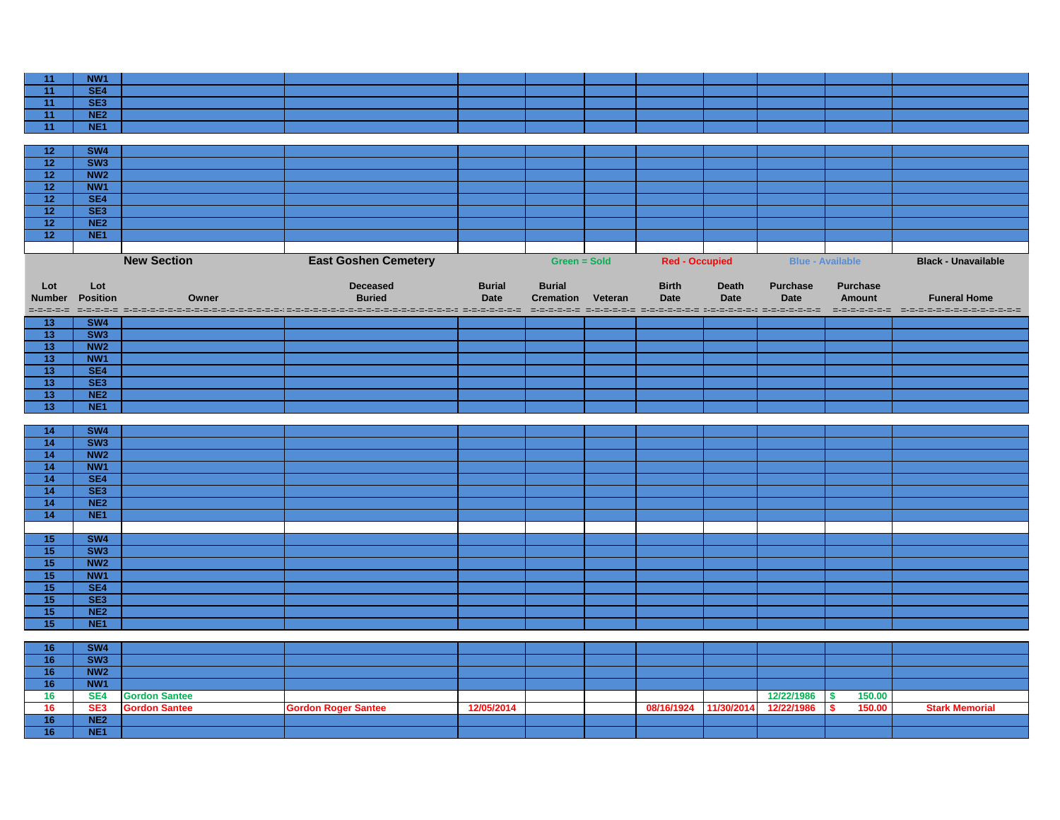| | | | | | | | | | | | |
|---|---|---|---|---|---|---|---|---|---|---|---|
| 11 | NW1 | | | | | | | | | | |
| 11 | SE4 | | | | | | | | | | |
| 11 | SE3 | | | | | | | | | | |
| 11 | NE2 | | | | | | | | | | |
| 11 | NE1 | | | | | | | | | | |
| 12 | SW4 | | | | | | | | | | |
| 12 | SW3 | | | | | | | | | | |
| 12 | NW2 | | | | | | | | | | |
| 12 | NW1 | | | | | | | | | | |
| 12 | SE4 | | | | | | | | | | |
| 12 | SE3 | | | | | | | | | | |
| 12 | NE2 | | | | | | | | | | |
| 12 | NE1 | | | | | | | | | | |

**New Section** — **East Goshen Cemetery** — Green = Sold | Red - Occupied | Blue - Available | Black - Unavailable

| Lot Number | Lot Position | Owner | Deceased Buried | Burial Date | Burial Cremation | Veteran | Birth Date | Death Date | Purchase Date | Purchase Amount | Funeral Home |
|---|---|---|---|---|---|---|---|---|---|---|---|
| 13 | SW4 | | | | | | | | | | |
| 13 | SW3 | | | | | | | | | | |
| 13 | NW2 | | | | | | | | | | |
| 13 | NW1 | | | | | | | | | | |
| 13 | SE4 | | | | | | | | | | |
| 13 | SE3 | | | | | | | | | | |
| 13 | NE2 | | | | | | | | | | |
| 13 | NE1 | | | | | | | | | | |
| 14 | SW4 | | | | | | | | | | |
| 14 | SW3 | | | | | | | | | | |
| 14 | NW2 | | | | | | | | | | |
| 14 | NW1 | | | | | | | | | | |
| 14 | SE4 | | | | | | | | | | |
| 14 | SE3 | | | | | | | | | | |
| 14 | NE2 | | | | | | | | | | |
| 14 | NE1 | | | | | | | | | | |
| 15 | SW4 | | | | | | | | | | |
| 15 | SW3 | | | | | | | | | | |
| 15 | NW2 | | | | | | | | | | |
| 15 | NW1 | | | | | | | | | | |
| 15 | SE4 | | | | | | | | | | |
| 15 | SE3 | | | | | | | | | | |
| 15 | NE2 | | | | | | | | | | |
| 15 | NE1 | | | | | | | | | | |
| 16 | SW4 | | | | | | | | | | |
| 16 | SW3 | | | | | | | | | | |
| 16 | NW2 | | | | | | | | | | |
| 16 | NW1 | | | | | | | | | | |
| 16 | SE4 | Gordon Santee | | | | | | | 12/22/1986 | $ 150.00 | |
| 16 | SE3 | Gordon Santee | Gordon Roger Santee | 12/05/2014 | | | 08/16/1924 | 11/30/2014 | 12/22/1986 | $ 150.00 | Stark Memorial |
| 16 | NE2 | | | | | | | | | | |
| 16 | NE1 | | | | | | | | | | |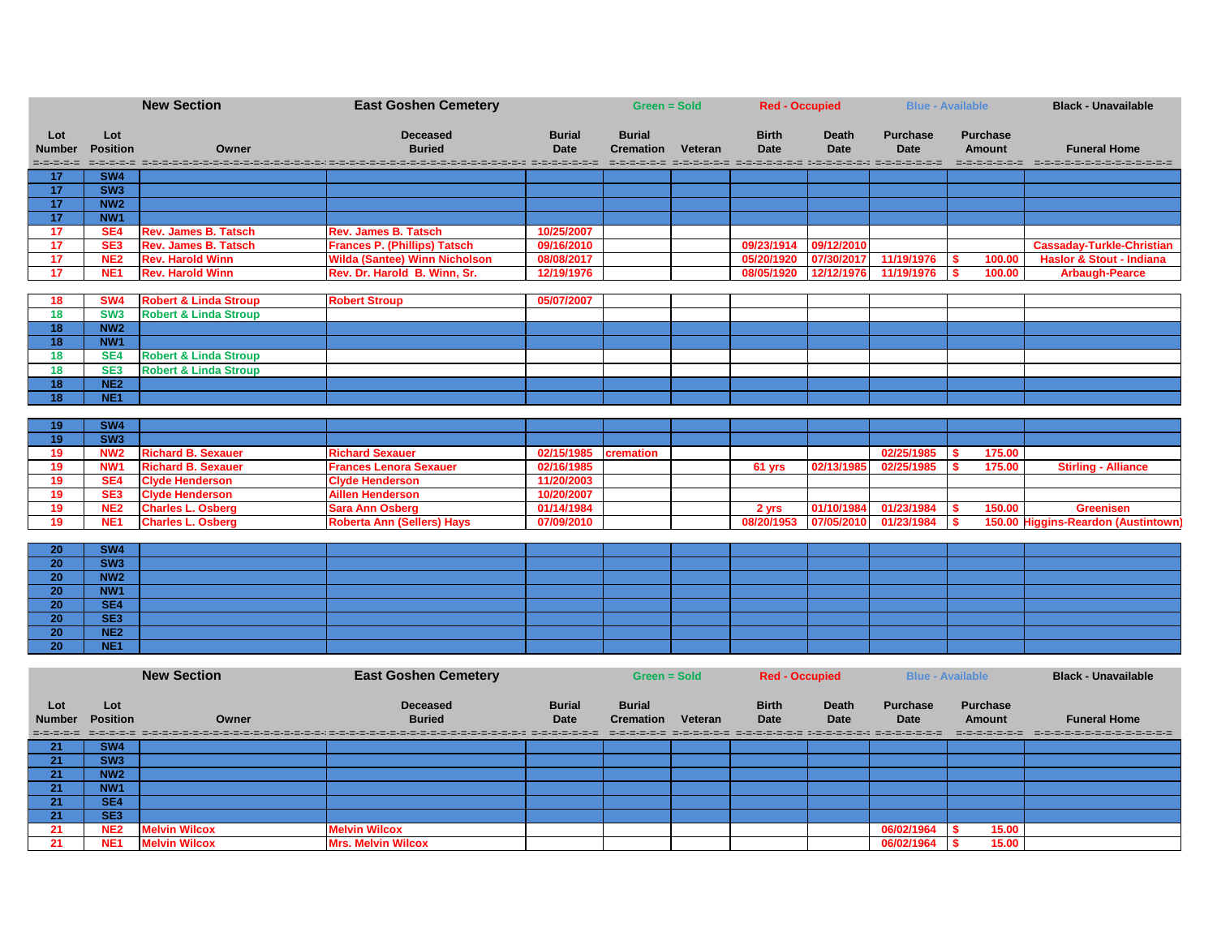| | New Section | | East Goshen Cemetery | | Green = Sold | | Red - Occupied | | Blue - Available | | Black - Unavailable |
|---|---|---|---|---|---|---|---|---|---|---|---|
| **Lot Number** | **Lot Position** | **Owner** | **Deceased Buried** | **Burial Date** | **Burial Cremation** | **Veteran** | **Birth Date** | **Death Date** | **Purchase Date** | **Purchase Amount** | **Funeral Home** |
| 17 | SW4 | | | | | | | | | | |
| 17 | SW3 | | | | | | | | | | |
| 17 | NW2 | | | | | | | | | | |
| 17 | NW1 | | | | | | | | | | |
| 17 | SE4 | Rev. James B. Tatsch | Rev. James B. Tatsch | 10/25/2007 | | | | | | | |
| 17 | SE3 | Rev. James B. Tatsch | Frances P. (Phillips) Tatsch | 09/16/2010 | | | 09/23/1914 | 09/12/2010 | | | Cassaday-Turkle-Christian |
| 17 | NE2 | Rev. Harold Winn | Wilda (Santee) Winn Nicholson | 08/08/2017 | | | 05/20/1920 | 07/30/2017 | 11/19/1976 | $ 100.00 | Haslor & Stout - Indiana |
| 17 | NE1 | Rev. Harold Winn | Rev. Dr. Harold B. Winn, Sr. | 12/19/1976 | | | 08/05/1920 | 12/12/1976 | 11/19/1976 | $ 100.00 | Arbaugh-Pearce |
| 18 | SW4 | Robert & Linda Stroup | Robert Stroup | 05/07/2007 | | | | | | | |
| 18 | SW3 | Robert & Linda Stroup | | | | | | | | | |
| 18 | NW2 | | | | | | | | | | |
| 18 | NW1 | | | | | | | | | | |
| 18 | SE4 | Robert & Linda Stroup | | | | | | | | | |
| 18 | SE3 | Robert & Linda Stroup | | | | | | | | | |
| 18 | NE2 | | | | | | | | | | |
| 18 | NE1 | | | | | | | | | | |
| 19 | SW4 | | | | | | | | | | |
| 19 | SW3 | | | | | | | | | | |
| 19 | NW2 | Richard B. Sexauer | Richard Sexauer | 02/15/1985 | cremation | | | | 02/25/1985 | $ 175.00 | |
| 19 | NW1 | Richard B. Sexauer | Frances Lenora Sexauer | 02/16/1985 | | | 61 yrs | 02/13/1985 | 02/25/1985 | $ 175.00 | Stirling - Alliance |
| 19 | SE4 | Clyde Henderson | Clyde Henderson | 11/20/2003 | | | | | | | |
| 19 | SE3 | Clyde Henderson | Aillen Henderson | 10/20/2007 | | | | | | | |
| 19 | NE2 | Charles L. Osberg | Sara Ann Osberg | 01/14/1984 | | | 2 yrs | 01/10/1984 | 01/23/1984 | $ 150.00 | Greenisen |
| 19 | NE1 | Charles L. Osberg | Roberta Ann (Sellers) Hays | 07/09/2010 | | | 08/20/1953 | 07/05/2010 | 01/23/1984 | $ 150.00 | Higgins-Reardon (Austintown) |
| 20 | SW4 | | | | | | | | | | |
| 20 | SW3 | | | | | | | | | | |
| 20 | NW2 | | | | | | | | | | |
| 20 | NW1 | | | | | | | | | | |
| 20 | SE4 | | | | | | | | | | |
| 20 | SE3 | | | | | | | | | | |
| 20 | NE2 | | | | | | | | | | |
| 20 | NE1 | | | | | | | | | | |

| | New Section | | East Goshen Cemetery | | Green = Sold | | Red - Occupied | | Blue - Available | | Black - Unavailable |
|---|---|---|---|---|---|---|---|---|---|---|---|
| **Lot Number** | **Lot Position** | **Owner** | **Deceased Buried** | **Burial Date** | **Burial Cremation** | **Veteran** | **Birth Date** | **Death Date** | **Purchase Date** | **Purchase Amount** | **Funeral Home** |
| 21 | SW4 | | | | | | | | | | |
| 21 | SW3 | | | | | | | | | | |
| 21 | NW2 | | | | | | | | | | |
| 21 | NW1 | | | | | | | | | | |
| 21 | SE4 | | | | | | | | | | |
| 21 | SE3 | | | | | | | | | | |
| 21 | NE2 | Melvin Wilcox | Melvin Wilcox | | | | | | 06/02/1964 | $ 15.00 | |
| 21 | NE1 | Melvin Wilcox | Mrs. Melvin Wilcox | | | | | | 06/02/1964 | $ 15.00 | |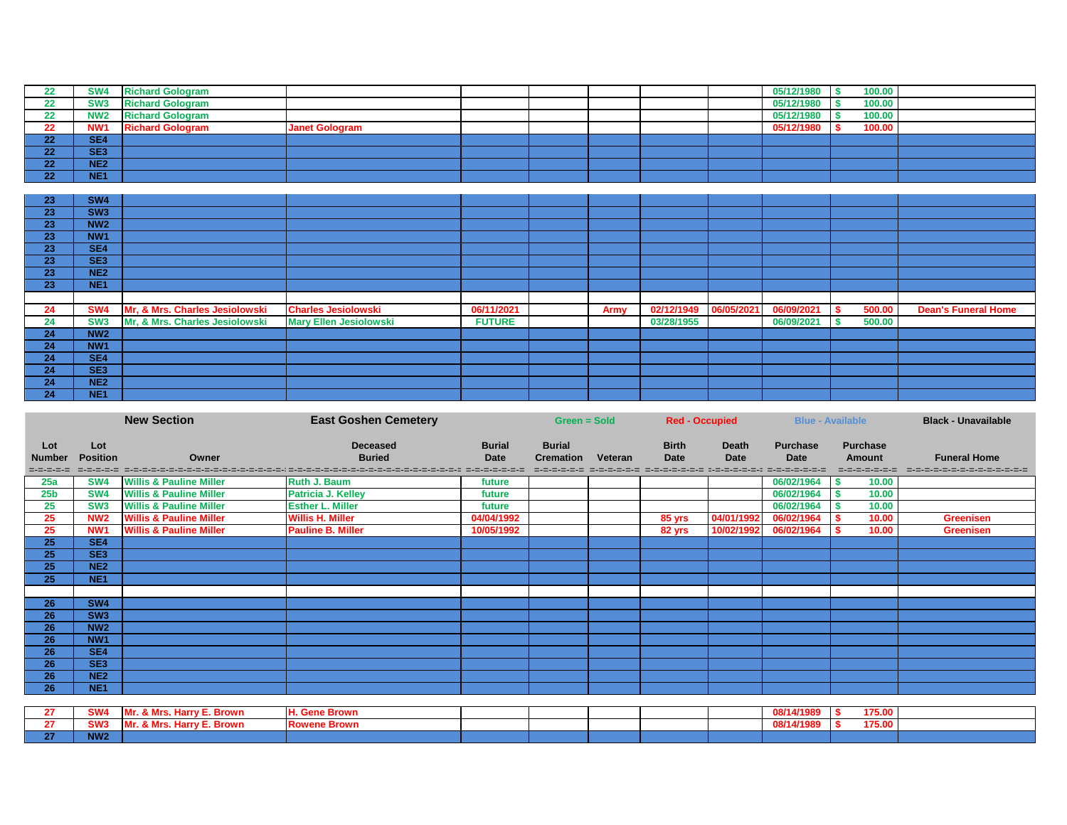| 22 | SW4 | Richard Gologram | | | | | | | 05/12/1980 | $ 100.00 | |
|---|---|---|---|---|---|---|---|---|---|---|---|
| 22 | SW3 | Richard Gologram | | | | | | | 05/12/1980 | $ 100.00 | |
| 22 | NW2 | Richard Gologram | | | | | | | 05/12/1980 | $ 100.00 | |
| 22 | NW1 | Richard Gologram | Janet Gologram | | | | | | 05/12/1980 | $ 100.00 | |
| 22 | SE4 | | | | | | | | | | |
| 22 | SE3 | | | | | | | | | | |
| 22 | NE2 | | | | | | | | | | |
| 22 | NE1 | | | | | | | | | | |
| 23 | SW4 | | | | | | | | | | |
| 23 | SW3 | | | | | | | | | | |
| 23 | NW2 | | | | | | | | | | |
| 23 | NW1 | | | | | | | | | | |
| 23 | SE4 | | | | | | | | | | |
| 23 | SE3 | | | | | | | | | | |
| 23 | NE2 | | | | | | | | | | |
| 23 | NE1 | | | | | | | | | | |
| 24 | SW4 | Mr, & Mrs. Charles Jesiolowski | Charles Jesiolowski | 06/11/2021 | | Army | 02/12/1949 | 06/05/2021 | 06/09/2021 | $ 500.00 | Dean's Funeral Home |
| 24 | SW3 | Mr, & Mrs. Charles Jesiolowski | Mary Ellen Jesiolowski | FUTURE | | | 03/28/1955 | | 06/09/2021 | $ 500.00 | |
| 24 | NW2 | | | | | | | | | | |
| 24 | NW1 | | | | | | | | | | |
| 24 | SE4 | | | | | | | | | | |
| 24 | SE3 | | | | | | | | | | |
| 24 | NE2 | | | | | | | | | | |
| 24 | NE1 | | | | | | | | | | |

| | | New Section | East Goshen Cemetery | | Green = Sold | | Red - Occupied | | Blue - Available | | Black - Unavailable |
|---|---|---|---|---|---|---|---|---|---|---|---|
| Lot Number | Lot Position | Owner | Deceased Buried | Burial Date | Burial Cremation | Veteran | Birth Date | Death Date | Purchase Date | Purchase Amount | Funeral Home |
| 25a | SW4 | Willis & Pauline Miller | Ruth J. Baum | future | | | | | 06/02/1964 | $ 10.00 | |
| 25b | SW4 | Willis & Pauline Miller | Patricia J. Kelley | future | | | | | 06/02/1964 | $ 10.00 | |
| 25 | SW3 | Willis & Pauline Miller | Esther L. Miller | future | | | | | 06/02/1964 | $ 10.00 | |
| 25 | NW2 | Willis & Pauline Miller | Willis H. Miller | 04/04/1992 | | | 85 yrs | 04/01/1992 | 06/02/1964 | $ 10.00 | Greenisen |
| 25 | NW1 | Willis & Pauline Miller | Pauline B. Miller | 10/05/1992 | | | 82 yrs | 10/02/1992 | 06/02/1964 | $ 10.00 | Greenisen |
| 25 | SE4 | | | | | | | | | | |
| 25 | SE3 | | | | | | | | | | |
| 25 | NE2 | | | | | | | | | | |
| 25 | NE1 | | | | | | | | | | |
| 26 | SW4 | | | | | | | | | | |
| 26 | SW3 | | | | | | | | | | |
| 26 | NW2 | | | | | | | | | | |
| 26 | NW1 | | | | | | | | | | |
| 26 | SE4 | | | | | | | | | | |
| 26 | SE3 | | | | | | | | | | |
| 26 | NE2 | | | | | | | | | | |
| 26 | NE1 | | | | | | | | | | |
| 27 | SW4 | Mr. & Mrs. Harry E. Brown | H. Gene Brown | | | | | | 08/14/1989 | $ 175.00 | |
| 27 | SW3 | Mr. & Mrs. Harry E. Brown | Rowene Brown | | | | | | 08/14/1989 | $ 175.00 | |
| 27 | NW2 | | | | | | | | | | |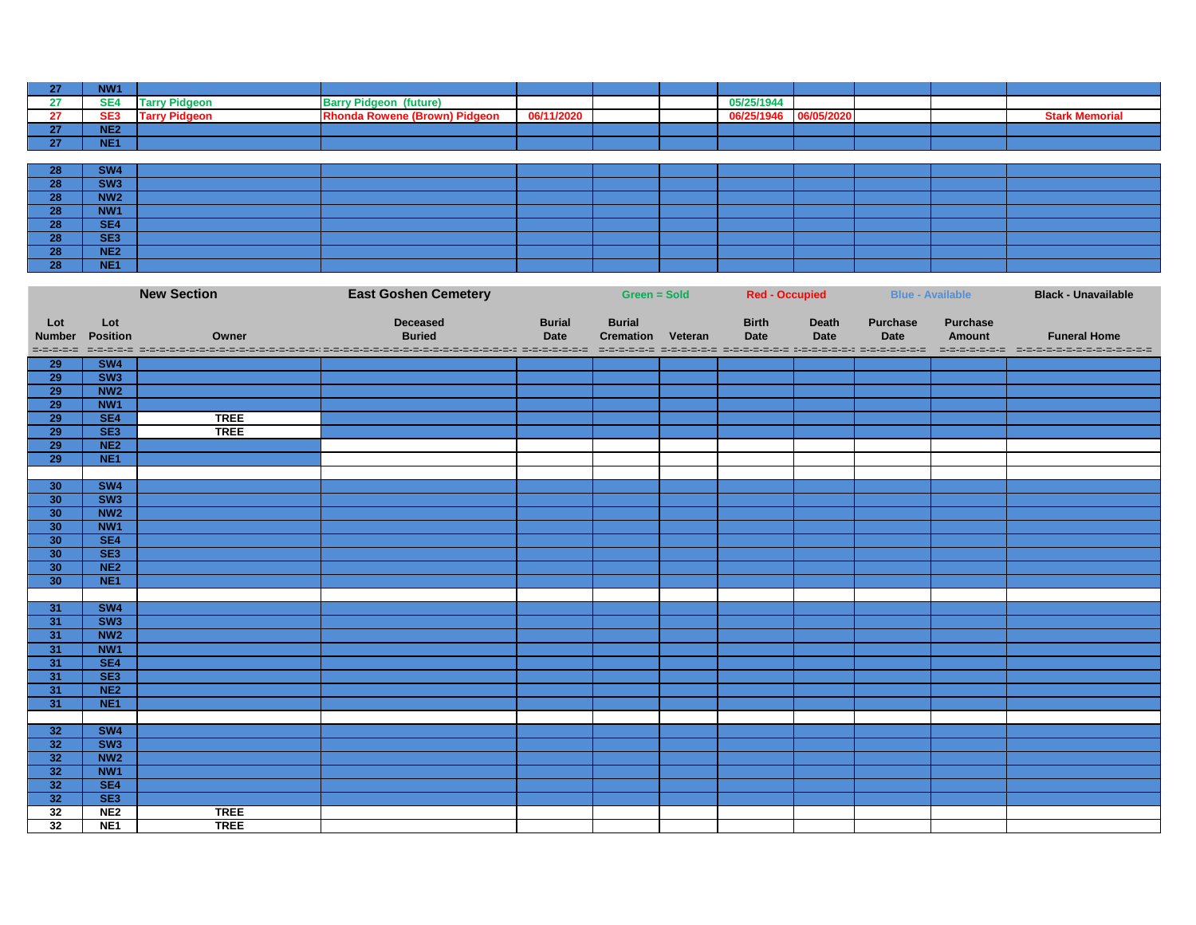| | | | | | | | | | | | |
|---|---|---|---|---|---|---|---|---|---|---|---|
| 27 | NW1 | | | | | | | | | | |
| 27 | SE4 | Tarry Pidgeon | Barry Pidgeon (future) | | | | 05/25/1944 | | | | |
| 27 | SE3 | Tarry Pidgeon | Rhonda Rowene (Brown) Pidgeon | 06/11/2020 | | | 06/25/1946 | 06/05/2020 | | | Stark Memorial |
| 27 | NE2 | | | | | | | | | | |
| 27 | NE1 | | | | | | | | | | |
| | | | | | | | | | | | |
| 28 | SW4 | | | | | | | | | | |
| 28 | SW3 | | | | | | | | | | |
| 28 | NW2 | | | | | | | | | | |
| 28 | NW1 | | | | | | | | | | |
| 28 | SE4 | | | | | | | | | | |
| 28 | SE3 | | | | | | | | | | |
| 28 | NE2 | | | | | | | | | | |
| 28 | NE1 | | | | | | | | | | |

| New Section | | | East Goshen Cemetery | | Green = Sold | | Red - Occupied | | Blue - Available | | Black - Unavailable |
|---|---|---|---|---|---|---|---|---|---|---|---|
| Lot Number | Lot Position | Owner | Deceased Buried | Burial Date | Burial Cremation | Veteran | Birth Date | Death Date | Purchase Date | Purchase Amount | Funeral Home |
| 29 | SW4 | | | | | | | | | | |
| 29 | SW3 | | | | | | | | | | |
| 29 | NW2 | | | | | | | | | | |
| 29 | NW1 | | | | | | | | | | |
| 29 | SE4 | TREE | | | | | | | | | |
| 29 | SE3 | TREE | | | | | | | | | |
| 29 | NE2 | | | | | | | | | | |
| 29 | NE1 | | | | | | | | | | |
| | | | | | | | | | | | |
| 30 | SW4 | | | | | | | | | | |
| 30 | SW3 | | | | | | | | | | |
| 30 | NW2 | | | | | | | | | | |
| 30 | NW1 | | | | | | | | | | |
| 30 | SE4 | | | | | | | | | | |
| 30 | SE3 | | | | | | | | | | |
| 30 | NE2 | | | | | | | | | | |
| 30 | NE1 | | | | | | | | | | |
| | | | | | | | | | | | |
| 31 | SW4 | | | | | | | | | | |
| 31 | SW3 | | | | | | | | | | |
| 31 | NW2 | | | | | | | | | | |
| 31 | NW1 | | | | | | | | | | |
| 31 | SE4 | | | | | | | | | | |
| 31 | SE3 | | | | | | | | | | |
| 31 | NE2 | | | | | | | | | | |
| 31 | NE1 | | | | | | | | | | |
| | | | | | | | | | | | |
| 32 | SW4 | | | | | | | | | | |
| 32 | SW3 | | | | | | | | | | |
| 32 | NW2 | | | | | | | | | | |
| 32 | NW1 | | | | | | | | | | |
| 32 | SE4 | | | | | | | | | | |
| 32 | SE3 | | | | | | | | | | |
| 32 | NE2 | TREE | | | | | | | | | |
| 32 | NE1 | TREE | | | | | | | | | |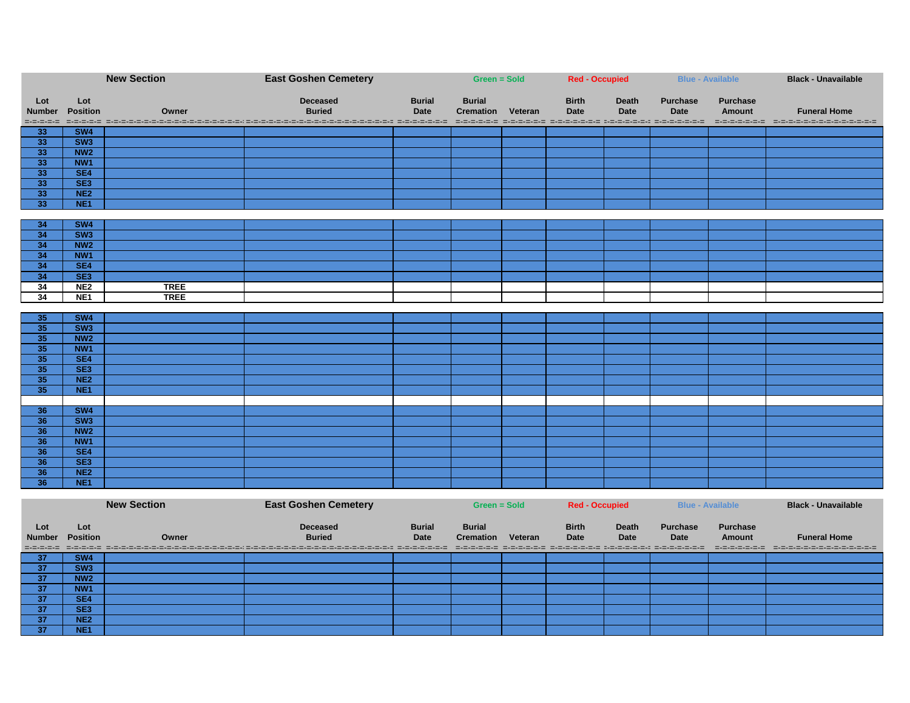| New Section | | | East Goshen Cemetery | | Green = Sold | | Red - Occupied | | Blue - Available | | Black - Unavailable |
|---|---|---|---|---|---|---|---|---|---|---|---|
| Lot Number | Lot Position | Owner | Deceased Buried | Burial Date | Burial Cremation | Veteran | Birth Date | Death Date | Purchase Date | Purchase Amount | Funeral Home |
| 33 | SW4 | | | | | | | | | | |
| 33 | SW3 | | | | | | | | | | |
| 33 | NW2 | | | | | | | | | | |
| 33 | NW1 | | | | | | | | | | |
| 33 | SE4 | | | | | | | | | | |
| 33 | SE3 | | | | | | | | | | |
| 33 | NE2 | | | | | | | | | | |
| 33 | NE1 | | | | | | | | | | |
| | | | | | | | | | | | |
| 34 | SW4 | | | | | | | | | | |
| 34 | SW3 | | | | | | | | | | |
| 34 | NW2 | | | | | | | | | | |
| 34 | NW1 | | | | | | | | | | |
| 34 | SE4 | | | | | | | | | | |
| 34 | SE3 | | | | | | | | | | |
| 34 | NE2 | TREE | | | | | | | | | |
| 34 | NE1 | TREE | | | | | | | | | |
| | | | | | | | | | | | |
| 35 | SW4 | | | | | | | | | | |
| 35 | SW3 | | | | | | | | | | |
| 35 | NW2 | | | | | | | | | | |
| 35 | NW1 | | | | | | | | | | |
| 35 | SE4 | | | | | | | | | | |
| 35 | SE3 | | | | | | | | | | |
| 35 | NE2 | | | | | | | | | | |
| 35 | NE1 | | | | | | | | | | |
| | | | | | | | | | | | |
| 36 | SW4 | | | | | | | | | | |
| 36 | SW3 | | | | | | | | | | |
| 36 | NW2 | | | | | | | | | | |
| 36 | NW1 | | | | | | | | | | |
| 36 | SE4 | | | | | | | | | | |
| 36 | SE3 | | | | | | | | | | |
| 36 | NE2 | | | | | | | | | | |
| 36 | NE1 | | | | | | | | | | |

| New Section | | | East Goshen Cemetery | | Green = Sold | | Red - Occupied | | Blue - Available | | Black - Unavailable |
|---|---|---|---|---|---|---|---|---|---|---|---|
| Lot Number | Lot Position | Owner | Deceased Buried | Burial Date | Burial Cremation | Veteran | Birth Date | Death Date | Purchase Date | Purchase Amount | Funeral Home |
| 37 | SW4 | | | | | | | | | | |
| 37 | SW3 | | | | | | | | | | |
| 37 | NW2 | | | | | | | | | | |
| 37 | NW1 | | | | | | | | | | |
| 37 | SE4 | | | | | | | | | | |
| 37 | SE3 | | | | | | | | | | |
| 37 | NE2 | | | | | | | | | | |
| 37 | NE1 | | | | | | | | | | |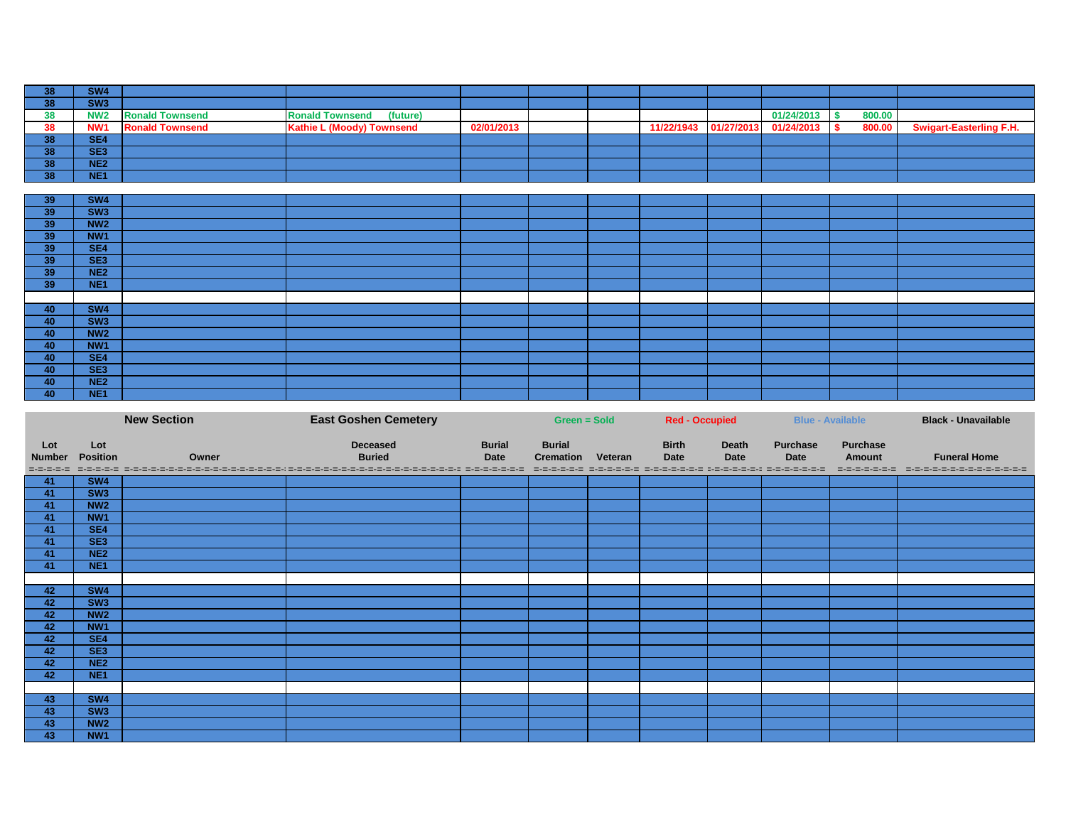| Lot Number | Lot Position | Owner | Deceased Buried | Burial Date | Burial Cremation | Veteran | Birth Date | Death Date | Purchase Date | Purchase Amount | Funeral Home |
|---|---|---|---|---|---|---|---|---|---|---|---|
| 38 | SW4 | | | | | | | | | | |
| 38 | SW3 | | | | | | | | | | |
| 38 | NW2 | Ronald Townsend | Ronald Townsend (future) | | | | | | 01/24/2013 | $ 800.00 | |
| 38 | NW1 | Ronald Townsend | Kathie L (Moody) Townsend | 02/01/2013 | | | 11/22/1943 | 01/27/2013 | 01/24/2013 | $ 800.00 | Swigart-Easterling F.H. |
| 38 | SE4 | | | | | | | | | | |
| 38 | SE3 | | | | | | | | | | |
| 38 | NE2 | | | | | | | | | | |
| 38 | NE1 | | | | | | | | | | |
| 39 | SW4 | | | | | | | | | | |
| 39 | SW3 | | | | | | | | | | |
| 39 | NW2 | | | | | | | | | | |
| 39 | NW1 | | | | | | | | | | |
| 39 | SE4 | | | | | | | | | | |
| 39 | SE3 | | | | | | | | | | |
| 39 | NE2 | | | | | | | | | | |
| 39 | NE1 | | | | | | | | | | |
| 40 | SW4 | | | | | | | | | | |
| 40 | SW3 | | | | | | | | | | |
| 40 | NW2 | | | | | | | | | | |
| 40 | NW1 | | | | | | | | | | |
| 40 | SE4 | | | | | | | | | | |
| 40 | SE3 | | | | | | | | | | |
| 40 | NE2 | | | | | | | | | | |
| 40 | NE1 | | | | | | | | | | |

**New Section** — **East Goshen Cemetery** — Green = Sold — Red - Occupied — Blue - Available — Black - Unavailable

| Lot Number | Lot Position | Owner | Deceased Buried | Burial Date | Burial Cremation | Veteran | Birth Date | Death Date | Purchase Date | Purchase Amount | Funeral Home |
|---|---|---|---|---|---|---|---|---|---|---|---|
| 41 | SW4 | | | | | | | | | | |
| 41 | SW3 | | | | | | | | | | |
| 41 | NW2 | | | | | | | | | | |
| 41 | NW1 | | | | | | | | | | |
| 41 | SE4 | | | | | | | | | | |
| 41 | SE3 | | | | | | | | | | |
| 41 | NE2 | | | | | | | | | | |
| 41 | NE1 | | | | | | | | | | |
| 42 | SW4 | | | | | | | | | | |
| 42 | SW3 | | | | | | | | | | |
| 42 | NW2 | | | | | | | | | | |
| 42 | NW1 | | | | | | | | | | |
| 42 | SE4 | | | | | | | | | | |
| 42 | SE3 | | | | | | | | | | |
| 42 | NE2 | | | | | | | | | | |
| 42 | NE1 | | | | | | | | | | |
| 43 | SW4 | | | | | | | | | | |
| 43 | SW3 | | | | | | | | | | |
| 43 | NW2 | | | | | | | | | | |
| 43 | NW1 | | | | | | | | | | |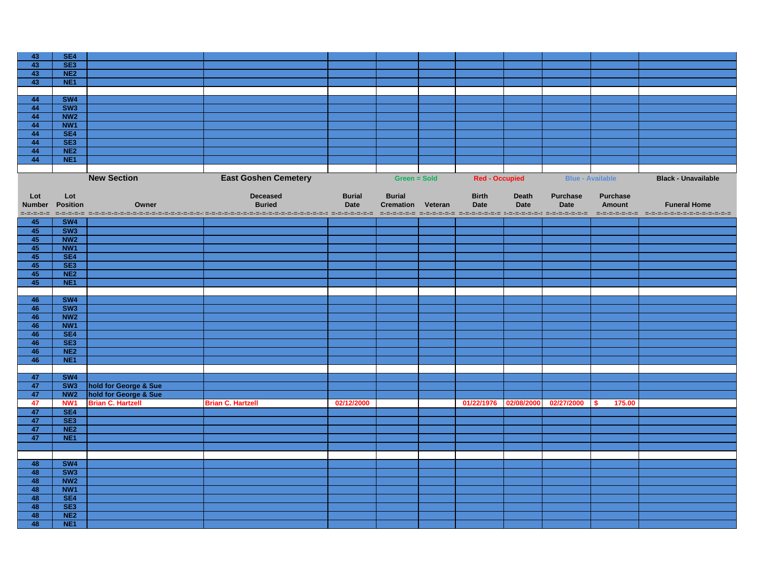| 43 | SE4 | | | | | | | | | | |
|---|---|---|---|---|---|---|---|---|---|---|---|
| 43 | SE3 | | | | | | | | | | |
| 43 | NE2 | | | | | | | | | | |
| 43 | NE1 | | | | | | | | | | |
| | | | | | | | | | | | |
| 44 | SW4 | | | | | | | | | | |
| 44 | SW3 | | | | | | | | | | |
| 44 | NW2 | | | | | | | | | | |
| 44 | NW1 | | | | | | | | | | |
| 44 | SE4 | | | | | | | | | | |
| 44 | SE3 | | | | | | | | | | |
| 44 | NE2 | | | | | | | | | | |
| 44 | NE1 | | | | | | | | | | |

| | | **New Section** | **East Goshen Cemetery** | | **Green = Sold** | | **Red - Occupied** | | **Blue - Available** | | **Black - Unavailable** |
|---|---|---|---|---|---|---|---|---|---|---|---|
| **Lot Number** | **Lot Position** | **Owner** | **Deceased Buried** | **Burial Date** | **Burial Cremation** | **Veteran** | **Birth Date** | **Death Date** | **Purchase Date** | **Purchase Amount** | **Funeral Home** |
| 45 | SW4 | | | | | | | | | | |
| 45 | SW3 | | | | | | | | | | |
| 45 | NW2 | | | | | | | | | | |
| 45 | NW1 | | | | | | | | | | |
| 45 | SE4 | | | | | | | | | | |
| 45 | SE3 | | | | | | | | | | |
| 45 | NE2 | | | | | | | | | | |
| 45 | NE1 | | | | | | | | | | |
| | | | | | | | | | | | |
| 46 | SW4 | | | | | | | | | | |
| 46 | SW3 | | | | | | | | | | |
| 46 | NW2 | | | | | | | | | | |
| 46 | NW1 | | | | | | | | | | |
| 46 | SE4 | | | | | | | | | | |
| 46 | SE3 | | | | | | | | | | |
| 46 | NE2 | | | | | | | | | | |
| 46 | NE1 | | | | | | | | | | |
| | | | | | | | | | | | |
| 47 | SW4 | | | | | | | | | | |
| 47 | SW3 | hold for George & Sue | | | | | | | | | |
| 47 | NW2 | hold for George & Sue | | | | | | | | | |
| 47 | NW1 | Brian C. Hartzell | Brian C. Hartzell | 02/12/2000 | | | 01/22/1976 | 02/08/2000 | 02/27/2000 | $ 175.00 | |
| 47 | SE4 | | | | | | | | | | |
| 47 | SE3 | | | | | | | | | | |
| 47 | NE2 | | | | | | | | | | |
| 47 | NE1 | | | | | | | | | | |
| | | | | | | | | | | | |
| | | | | | | | | | | | |
| 48 | SW4 | | | | | | | | | | |
| 48 | SW3 | | | | | | | | | | |
| 48 | NW2 | | | | | | | | | | |
| 48 | NW1 | | | | | | | | | | |
| 48 | SE4 | | | | | | | | | | |
| 48 | SE3 | | | | | | | | | | |
| 48 | NE2 | | | | | | | | | | |
| 48 | NE1 | | | | | | | | | | |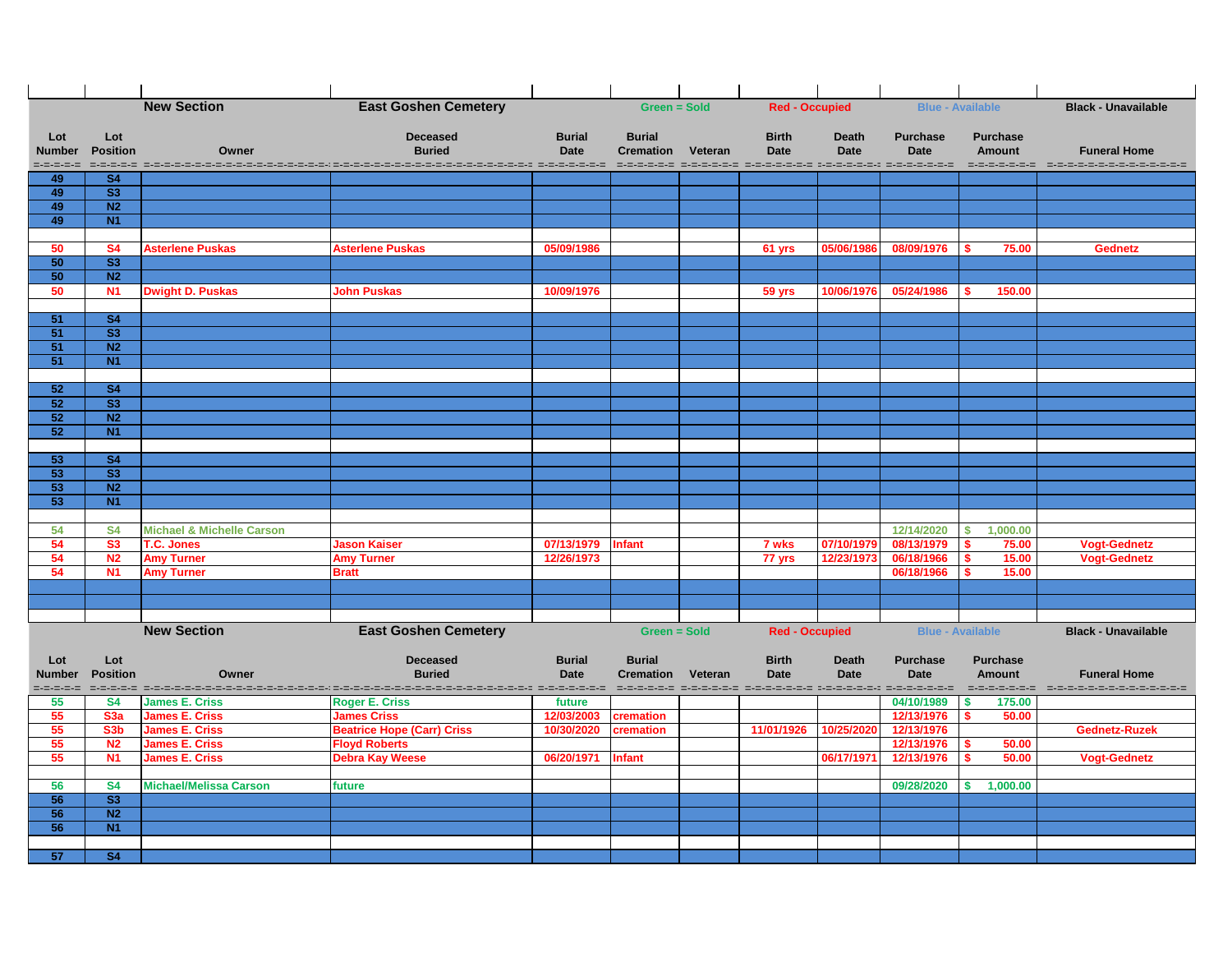| | | New Section | East Goshen Cemetery | | Green = Sold | | Red - Occupied | | Blue - Available | | Black - Unavailable |
|---|---|---|---|---|---|---|---|---|---|---|---|
| Lot Number | Lot Position | Owner | Deceased Buried | Burial Date | Burial Cremation | Veteran | Birth Date | Death Date | Purchase Date | Purchase Amount | Funeral Home |
| 49 | S4 | | | | | | | | | | |
| 49 | S3 | | | | | | | | | | |
| 49 | N2 | | | | | | | | | | |
| 49 | N1 | | | | | | | | | | |
| | | | | | | | | | | | |
| 50 | S4 | Asterlene Puskas | Asterlene Puskas | 05/09/1986 | | | 61 yrs | 05/06/1986 | 08/09/1976 | $ 75.00 | Gednetz |
| 50 | S3 | | | | | | | | | | |
| 50 | N2 | | | | | | | | | | |
| 50 | N1 | Dwight D. Puskas | John Puskas | 10/09/1976 | | | 59 yrs | 10/06/1976 | 05/24/1986 | $ 150.00 | |
| | | | | | | | | | | | |
| 51 | S4 | | | | | | | | | | |
| 51 | S3 | | | | | | | | | | |
| 51 | N2 | | | | | | | | | | |
| 51 | N1 | | | | | | | | | | |
| | | | | | | | | | | | |
| 52 | S4 | | | | | | | | | | |
| 52 | S3 | | | | | | | | | | |
| 52 | N2 | | | | | | | | | | |
| 52 | N1 | | | | | | | | | | |
| | | | | | | | | | | | |
| 53 | S4 | | | | | | | | | | |
| 53 | S3 | | | | | | | | | | |
| 53 | N2 | | | | | | | | | | |
| 53 | N1 | | | | | | | | | | |
| | | | | | | | | | | | |
| 54 | S4 | Michael & Michelle Carson | | | | | | | 12/14/2020 | $ 1,000.00 | |
| 54 | S3 | T.C. Jones | Jason Kaiser | 07/13/1979 | Infant | | 7 wks | 07/10/1979 | 08/13/1979 | $ 75.00 | Vogt-Gednetz |
| 54 | N2 | Amy Turner | Amy Turner | 12/26/1973 | | | 77 yrs | 12/23/1973 | 06/18/1966 | $ 15.00 | Vogt-Gednetz |
| 54 | N1 | Amy Turner | Bratt | | | | | | 06/18/1966 | $ 15.00 | |

| | | New Section | East Goshen Cemetery | | Green = Sold | | Red - Occupied | | Blue - Available | | Black - Unavailable |
|---|---|---|---|---|---|---|---|---|---|---|---|
| Lot Number | Lot Position | Owner | Deceased Buried | Burial Date | Burial Cremation | Veteran | Birth Date | Death Date | Purchase Date | Purchase Amount | Funeral Home |
| 55 | S4 | James E. Criss | Roger E. Criss | future | | | | | 04/10/1989 | $ 175.00 | |
| 55 | S3a | James E. Criss | James Criss | 12/03/2003 | cremation | | | | 12/13/1976 | $ 50.00 | |
| 55 | S3b | James E. Criss | Beatrice Hope (Carr) Criss | 10/30/2020 | cremation | | 11/01/1926 | 10/25/2020 | 12/13/1976 | | Gednetz-Ruzek |
| 55 | N2 | James E. Criss | Floyd Roberts | | | | | | 12/13/1976 | $ 50.00 | |
| 55 | N1 | James E. Criss | Debra Kay Weese | 06/20/1971 | Infant | | | 06/17/1971 | 12/13/1976 | $ 50.00 | Vogt-Gednetz |
| | | | | | | | | | | | |
| 56 | S4 | Michael/Melissa Carson | future | | | | | | 09/28/2020 | $ 1,000.00 | |
| 56 | S3 | | | | | | | | | | |
| 56 | N2 | | | | | | | | | | |
| 56 | N1 | | | | | | | | | | |
| | | | | | | | | | | | |
| 57 | S4 | | | | | | | | | | |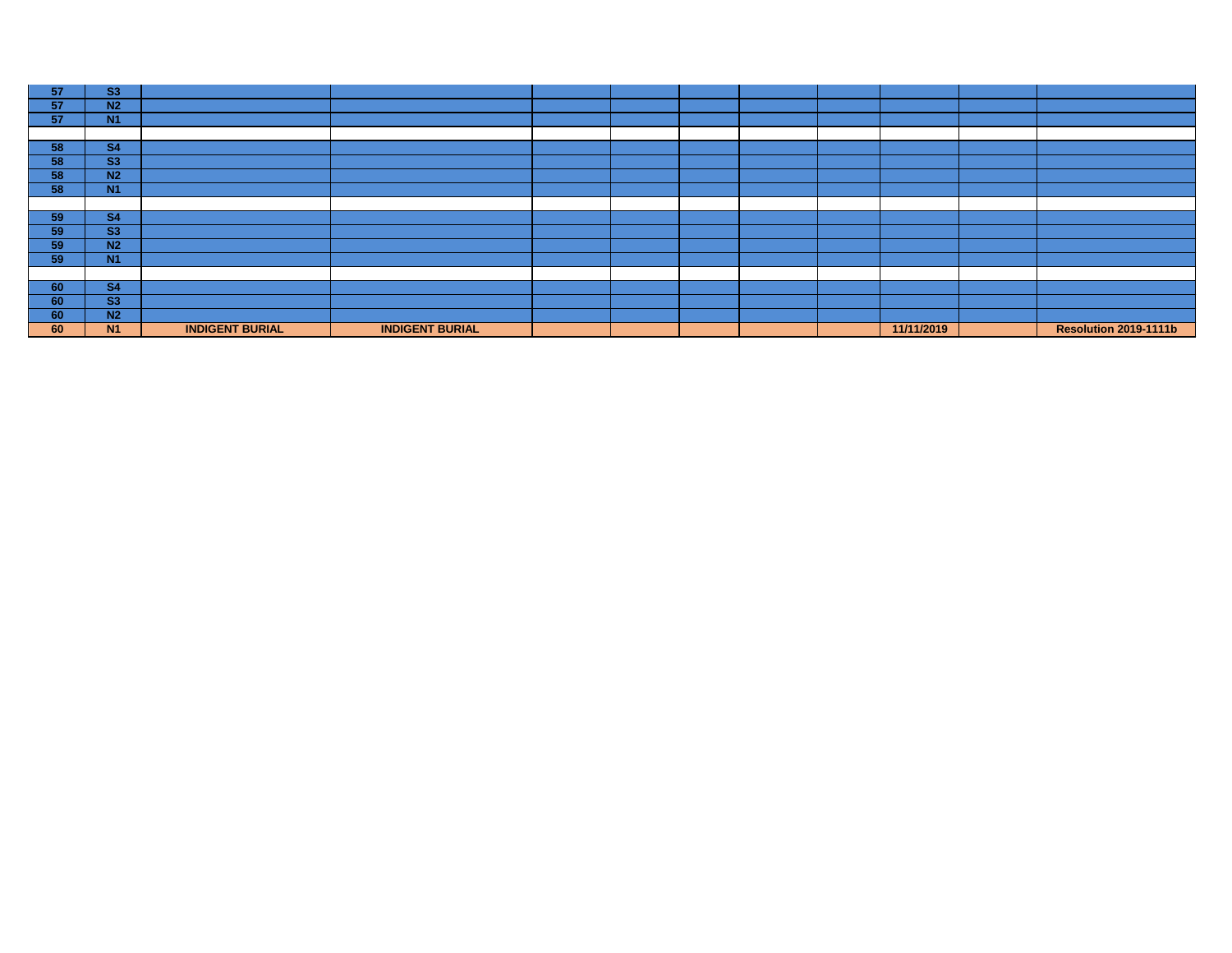| | | | | | | | | | | | |
|---|---|---|---|---|---|---|---|---|---|---|---|
| 57 | S3 | | | | | | | | | | |
| 57 | N2 | | | | | | | | | | |
| 57 | N1 | | | | | | | | | | |
| | | | | | | | | | | | |
| 58 | S4 | | | | | | | | | | |
| 58 | S3 | | | | | | | | | | |
| 58 | N2 | | | | | | | | | | |
| 58 | N1 | | | | | | | | | | |
| | | | | | | | | | | | |
| 59 | S4 | | | | | | | | | | |
| 59 | S3 | | | | | | | | | | |
| 59 | N2 | | | | | | | | | | |
| 59 | N1 | | | | | | | | | | |
| | | | | | | | | | | | |
| 60 | S4 | | | | | | | | | | |
| 60 | S3 | | | | | | | | | | |
| 60 | N2 | | | | | | | | | | |
| 60 | N1 | INDIGENT BURIAL | INDIGENT BURIAL | | | | | | 11/11/2019 | | Resolution 2019-1111b |